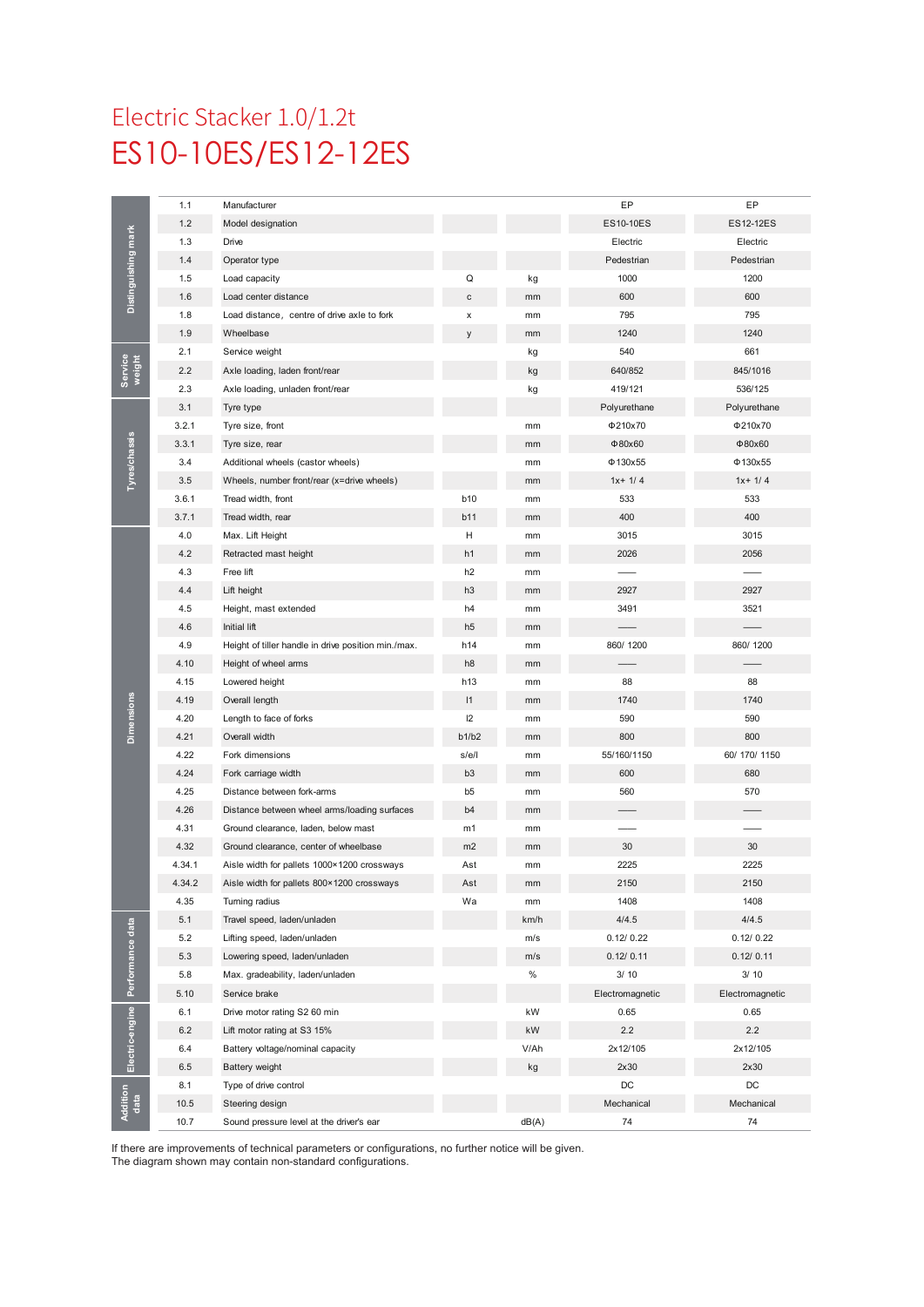# Electric Stacker 1.0/1.2t

# ES10-10ES/ES12-12ES

| | | | | | | |
|---|---|---|---|---|---|---|
| Distinguishing mark | 1.1 | Manufacturer | | | EP | EP |
| | 1.2 | Model designation | | | ES10-10ES | ES12-12ES |
| | 1.3 | Drive | | | Electric | Electric |
| | 1.4 | Operator type | | | Pedestrian | Pedestrian |
| | 1.5 | Load capacity | Q | kg | 1000 | 1200 |
| | 1.6 | Load center distance | c | mm | 600 | 600 |
| | 1.8 | Load distance, centre of drive axle to fork | x | mm | 795 | 795 |
| | 1.9 | Wheelbase | y | mm | 1240 | 1240 |
| Service weight | 2.1 | Service weight | | kg | 540 | 661 |
| | 2.2 | Axle loading, laden front/rear | | kg | 640/852 | 845/1016 |
| | 2.3 | Axle loading, unladen front/rear | | kg | 419/121 | 536/125 |
| Tyres/chassis | 3.1 | Tyre type | | | Polyurethane | Polyurethane |
| | 3.2.1 | Tyre size, front | | mm | Φ210x70 | Φ210x70 |
| | 3.3.1 | Tyre size, rear | | mm | Φ80x60 | Φ80x60 |
| | 3.4 | Additional wheels (castor wheels) | | mm | Φ130x55 | Φ130x55 |
| | 3.5 | Wheels, number front/rear (x=drive wheels) | | mm | 1x+ 1/ 4 | 1x+ 1/ 4 |
| | 3.6.1 | Tread width, front | b10 | mm | 533 | 533 |
| | 3.7.1 | Tread width, rear | b11 | mm | 400 | 400 |
| Dimensions | 4.0 | Max. Lift Height | H | mm | 3015 | 3015 |
| | 4.2 | Retracted mast height | h1 | mm | 2026 | 2056 |
| | 4.3 | Free lift | h2 | mm | —— | —— |
| | 4.4 | Lift height | h3 | mm | 2927 | 2927 |
| | 4.5 | Height, mast extended | h4 | mm | 3491 | 3521 |
| | 4.6 | Initial lift | h5 | mm | —— | —— |
| | 4.9 | Height of tiller handle in drive position min./max. | h14 | mm | 860/ 1200 | 860/ 1200 |
| | 4.10 | Height of wheel arms | h8 | mm | —— | —— |
| | 4.15 | Lowered height | h13 | mm | 88 | 88 |
| | 4.19 | Overall length | l1 | mm | 1740 | 1740 |
| | 4.20 | Length to face of forks | l2 | mm | 590 | 590 |
| | 4.21 | Overall width | b1/b2 | mm | 800 | 800 |
| | 4.22 | Fork dimensions | s/e/l | mm | 55/160/1150 | 60/ 170/ 1150 |
| | 4.24 | Fork carriage width | b3 | mm | 600 | 680 |
| | 4.25 | Distance between fork-arms | b5 | mm | 560 | 570 |
| | 4.26 | Distance between wheel arms/loading surfaces | b4 | mm | —— | —— |
| | 4.31 | Ground clearance, laden, below mast | m1 | mm | —— | —— |
| | 4.32 | Ground clearance, center of wheelbase | m2 | mm | 30 | 30 |
| | 4.34.1 | Aisle width for pallets 1000×1200 crossways | Ast | mm | 2225 | 2225 |
| | 4.34.2 | Aisle width for pallets 800×1200 crossways | Ast | mm | 2150 | 2150 |
| | 4.35 | Turning radius | Wa | mm | 1408 | 1408 |
| Performance data | 5.1 | Travel speed, laden/unladen | | km/h | 4/4.5 | 4/4.5 |
| | 5.2 | Lifting speed, laden/unladen | | m/s | 0.12/ 0.22 | 0.12/ 0.22 |
| | 5.3 | Lowering speed, laden/unladen | | m/s | 0.12/ 0.11 | 0.12/ 0.11 |
| | 5.8 | Max. gradeability, laden/unladen | | % | 3/ 10 | 3/ 10 |
| | 5.10 | Service brake | | | Electromagnetic | Electromagnetic |
| Electric-engine | 6.1 | Drive motor rating S2 60 min | | kW | 0.65 | 0.65 |
| | 6.2 | Lift motor rating at S3 15% | | kW | 2.2 | 2.2 |
| | 6.4 | Battery voltage/nominal capacity | | V/Ah | 2x12/105 | 2x12/105 |
| | 6.5 | Battery weight | | kg | 2x30 | 2x30 |
| Addition data | 8.1 | Type of drive control | | | DC | DC |
| | 10.5 | Steering design | | | Mechanical | Mechanical |
| | 10.7 | Sound pressure level at the driver's ear | | dB(A) | 74 | 74 |

If there are improvements of technical parameters or configurations, no further notice will be given.
The diagram shown may contain non-standard configurations.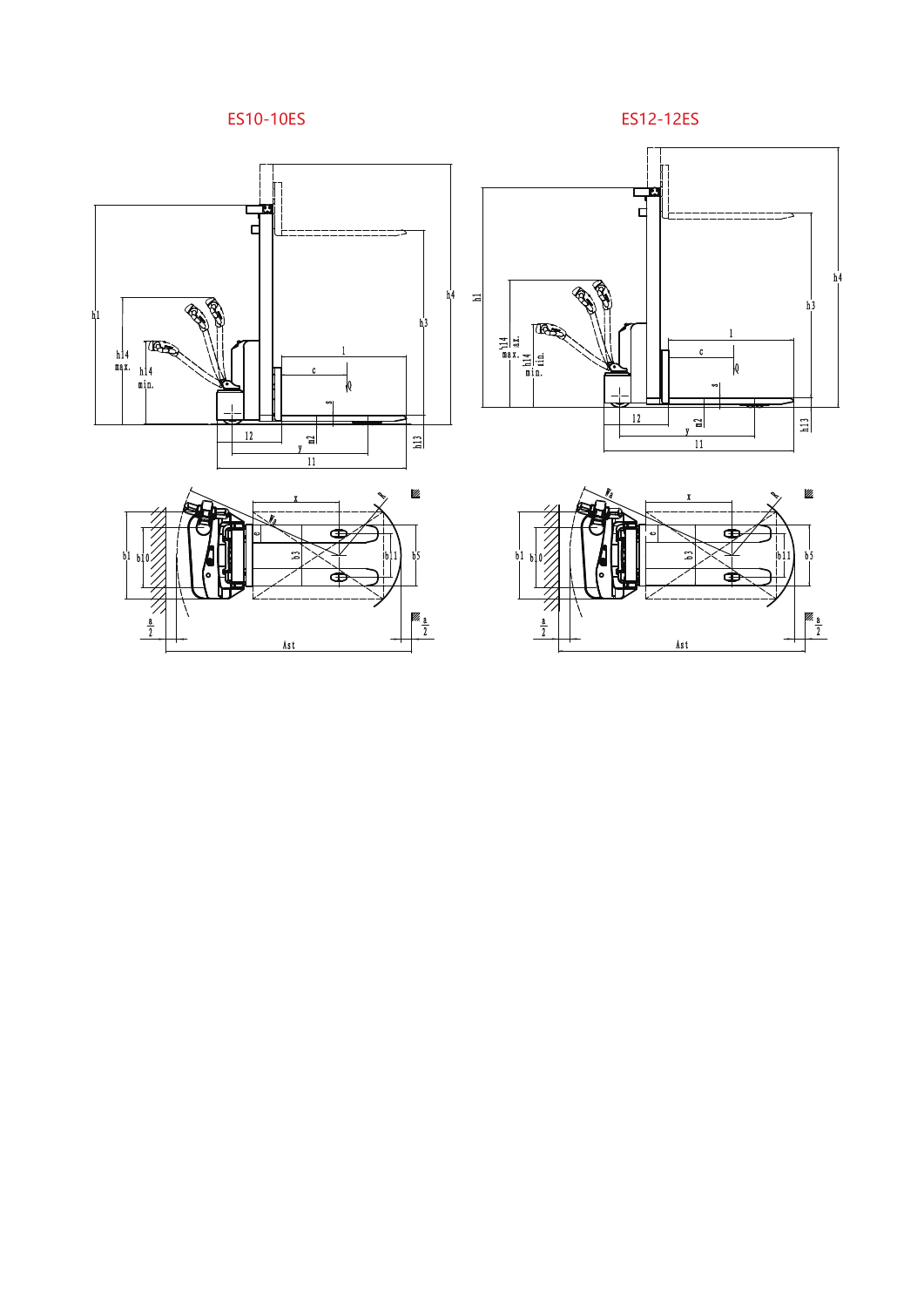ES10-10ES

ES12-12ES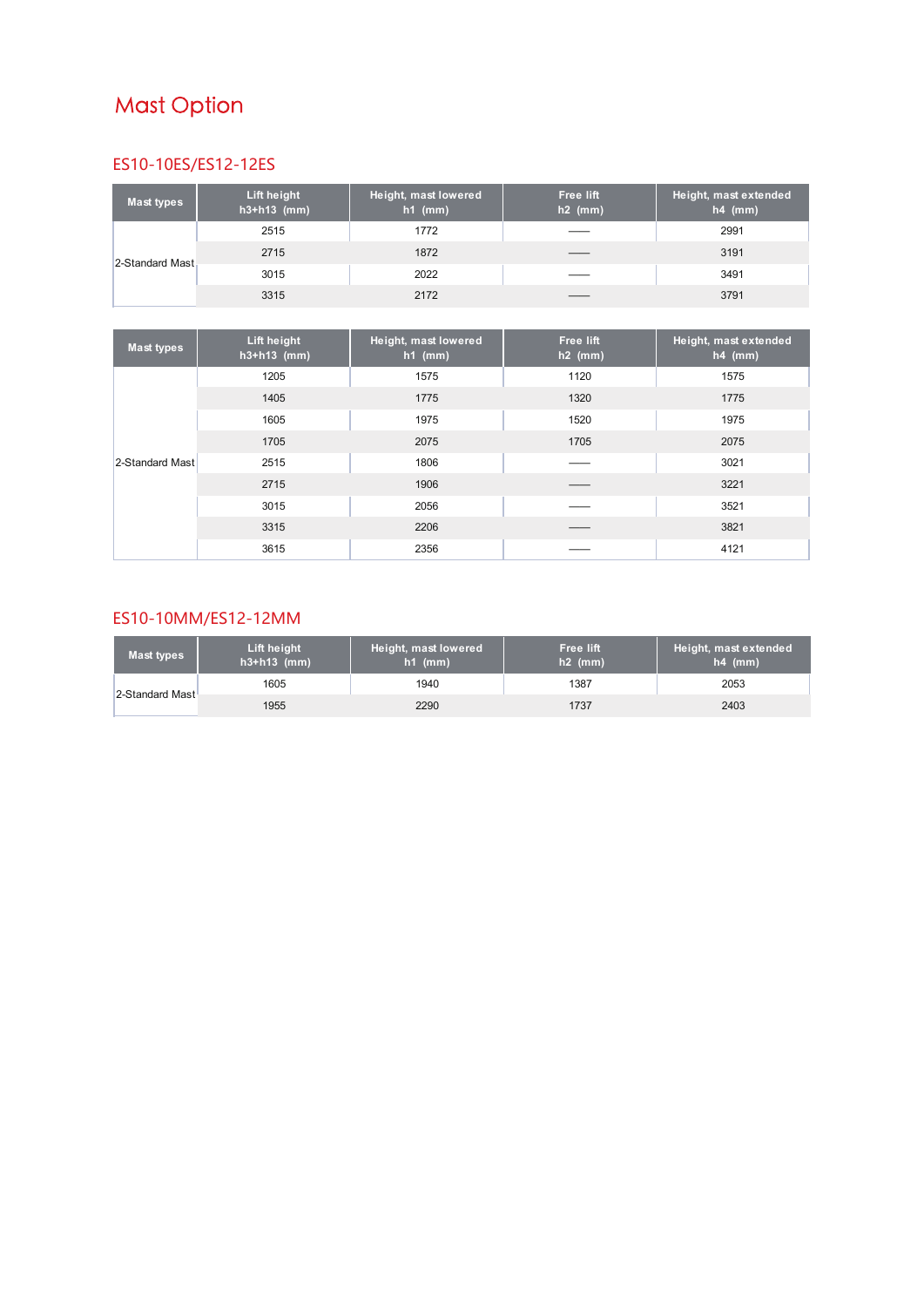# Mast Option

## ES10-10ES/ES12-12ES

| Mast types | Lift height h3+h13 (mm) | Height, mast lowered h1 (mm) | Free lift h2 (mm) | Height, mast extended h4 (mm) |
| --- | --- | --- | --- | --- |
| 2-Standard Mast | 2515 | 1772 | —— | 2991 |
| | 2715 | 1872 | —— | 3191 |
| | 3015 | 2022 | —— | 3491 |
| | 3315 | 2172 | —— | 3791 |

| Mast types | Lift height h3+h13 (mm) | Height, mast lowered h1 (mm) | Free lift h2 (mm) | Height, mast extended h4 (mm) |
| --- | --- | --- | --- | --- |
| 2-Standard Mast | 1205 | 1575 | 1120 | 1575 |
| | 1405 | 1775 | 1320 | 1775 |
| | 1605 | 1975 | 1520 | 1975 |
| | 1705 | 2075 | 1705 | 2075 |
| | 2515 | 1806 | —— | 3021 |
| | 2715 | 1906 | —— | 3221 |
| | 3015 | 2056 | —— | 3521 |
| | 3315 | 2206 | —— | 3821 |
| | 3615 | 2356 | —— | 4121 |

## ES10-10MM/ES12-12MM

| Mast types | Lift height h3+h13 (mm) | Height, mast lowered h1 (mm) | Free lift h2 (mm) | Height, mast extended h4 (mm) |
| --- | --- | --- | --- | --- |
| 2-Standard Mast | 1605 | 1940 | 1387 | 2053 |
| | 1955 | 2290 | 1737 | 2403 |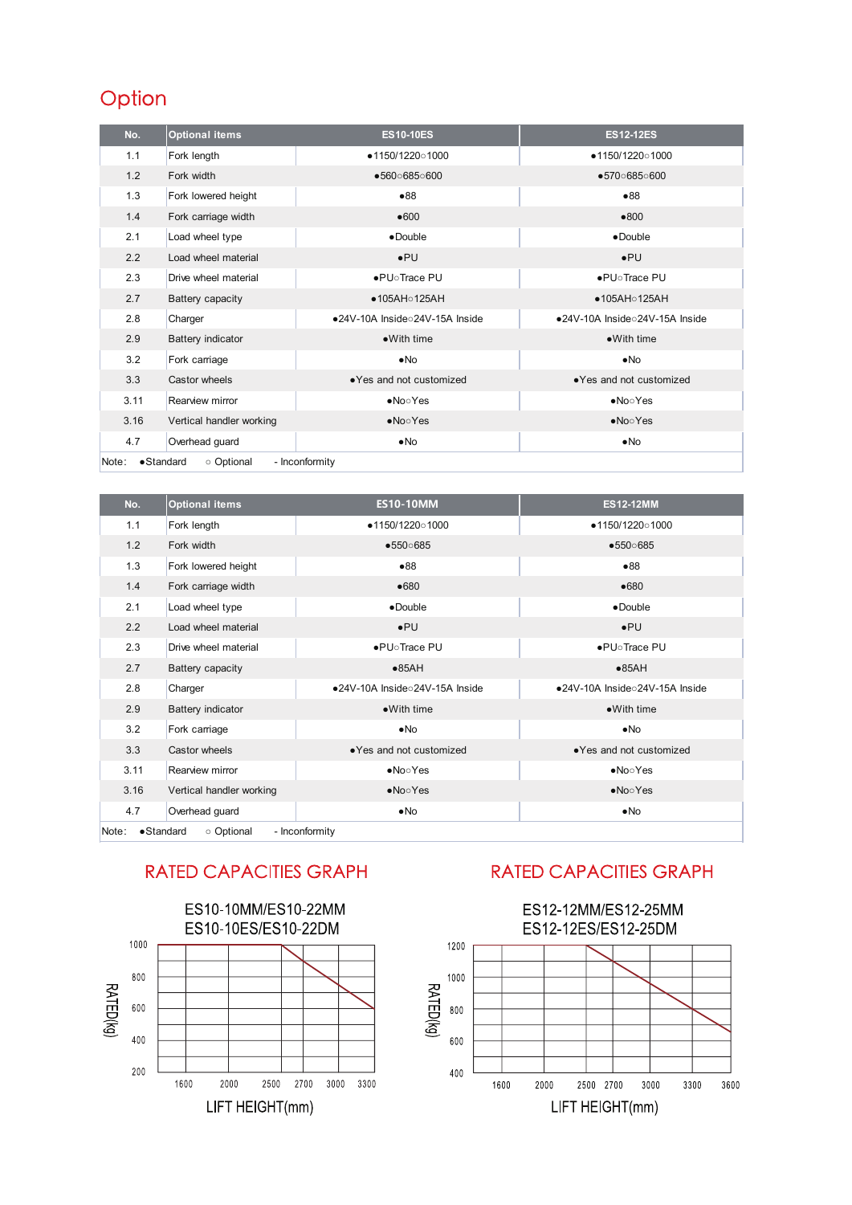# Option

| No. | Optional items | ES10-10ES | ES12-12ES |
|---|---|---|---|
| 1.1 | Fork length | ●1150/1220○1000 | ●1150/1220○1000 |
| 1.2 | Fork width | ●560○685○600 | ●570○685○600 |
| 1.3 | Fork lowered height | ●88 | ●88 |
| 1.4 | Fork carriage width | ●600 | ●800 |
| 2.1 | Load wheel type | ●Double | ●Double |
| 2.2 | Load wheel material | ●PU | ●PU |
| 2.3 | Drive wheel material | ●PU○Trace PU | ●PU○Trace PU |
| 2.7 | Battery capacity | ●105AH○125AH | ●105AH○125AH |
| 2.8 | Charger | ●24V-10A Inside○24V-15A Inside | ●24V-10A Inside○24V-15A Inside |
| 2.9 | Battery indicator | ●With time | ●With time |
| 3.2 | Fork carriage | ●No | ●No |
| 3.3 | Castor wheels | ●Yes and not customized | ●Yes and not customized |
| 3.11 | Rearview mirror | ●No○Yes | ●No○Yes |
| 3.16 | Vertical handler working | ●No○Yes | ●No○Yes |
| 4.7 | Overhead guard | ●No | ●No |

Note: ●Standard ○ Optional - Inconformity

| No. | Optional items | ES10-10MM | ES12-12MM |
|---|---|---|---|
| 1.1 | Fork length | ●1150/1220○1000 | ●1150/1220○1000 |
| 1.2 | Fork width | ●550○685 | ●550○685 |
| 1.3 | Fork lowered height | ●88 | ●88 |
| 1.4 | Fork carriage width | ●680 | ●680 |
| 2.1 | Load wheel type | ●Double | ●Double |
| 2.2 | Load wheel material | ●PU | ●PU |
| 2.3 | Drive wheel material | ●PU○Trace PU | ●PU○Trace PU |
| 2.7 | Battery capacity | ●85AH | ●85AH |
| 2.8 | Charger | ●24V-10A Inside○24V-15A Inside | ●24V-10A Inside○24V-15A Inside |
| 2.9 | Battery indicator | ●With time | ●With time |
| 3.2 | Fork carriage | ●No | ●No |
| 3.3 | Castor wheels | ●Yes and not customized | ●Yes and not customized |
| 3.11 | Rearview mirror | ●No○Yes | ●No○Yes |
| 3.16 | Vertical handler working | ●No○Yes | ●No○Yes |
| 4.7 | Overhead guard | ●No | ●No |

Note: ●Standard ○ Optional - Inconformity

## RATED CAPACITIES GRAPH

ES10-10MM/ES10-22MM
ES10-10ES/ES10-22DM

RATED(kg)
1000
800
600
400
200

1600 2000 2500 2700 3000 3300
LIFT HEIGHT(mm)

## RATED CAPACITIES GRAPH

ES12-12MM/ES12-25MM
ES12-12ES/ES12-25DM

RATED(kg)
1200
1000
800
600
400

1600 2000 2500 2700 3000 3300 3600
LIFT HEIGHT(mm)